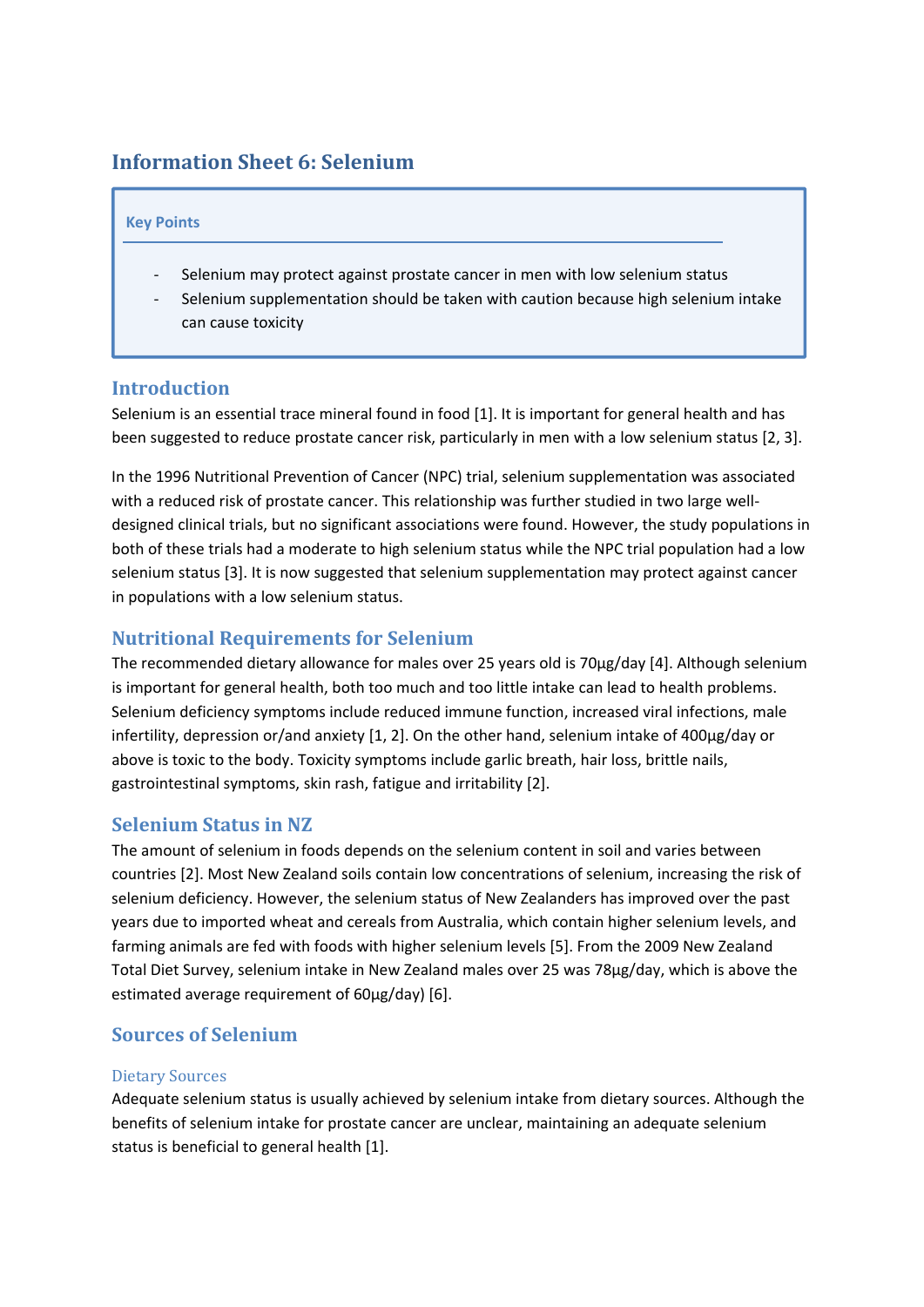# Information Sheet 6: Selenium

**Key Points**

- Selenium may protect against prostate cancer in men with low selenium status
- Selenium supplementation should be taken with caution because high selenium intake can cause toxicity

## Introduction

Selenium is an essential trace mineral found in food [1]. It is important for general health and has been suggested to reduce prostate cancer risk, particularly in men with a low selenium status [2, 3].

In the 1996 Nutritional Prevention of Cancer (NPC) trial, selenium supplementation was associated with a reduced risk of prostate cancer. This relationship was further studied in two large well-designed clinical trials, but no significant associations were found. However, the study populations in both of these trials had a moderate to high selenium status while the NPC trial population had a low selenium status [3]. It is now suggested that selenium supplementation may protect against cancer in populations with a low selenium status.

## Nutritional Requirements for Selenium

The recommended dietary allowance for males over 25 years old is 70µg/day [4]. Although selenium is important for general health, both too much and too little intake can lead to health problems. Selenium deficiency symptoms include reduced immune function, increased viral infections, male infertility, depression or/and anxiety [1, 2]. On the other hand, selenium intake of 400µg/day or above is toxic to the body. Toxicity symptoms include garlic breath, hair loss, brittle nails, gastrointestinal symptoms, skin rash, fatigue and irritability [2].

## Selenium Status in NZ

The amount of selenium in foods depends on the selenium content in soil and varies between countries [2]. Most New Zealand soils contain low concentrations of selenium, increasing the risk of selenium deficiency. However, the selenium status of New Zealanders has improved over the past years due to imported wheat and cereals from Australia, which contain higher selenium levels, and farming animals are fed with foods with higher selenium levels [5]. From the 2009 New Zealand Total Diet Survey, selenium intake in New Zealand males over 25 was 78µg/day, which is above the estimated average requirement of 60µg/day) [6].

## Sources of Selenium

### Dietary Sources

Adequate selenium status is usually achieved by selenium intake from dietary sources. Although the benefits of selenium intake for prostate cancer are unclear, maintaining an adequate selenium status is beneficial to general health [1].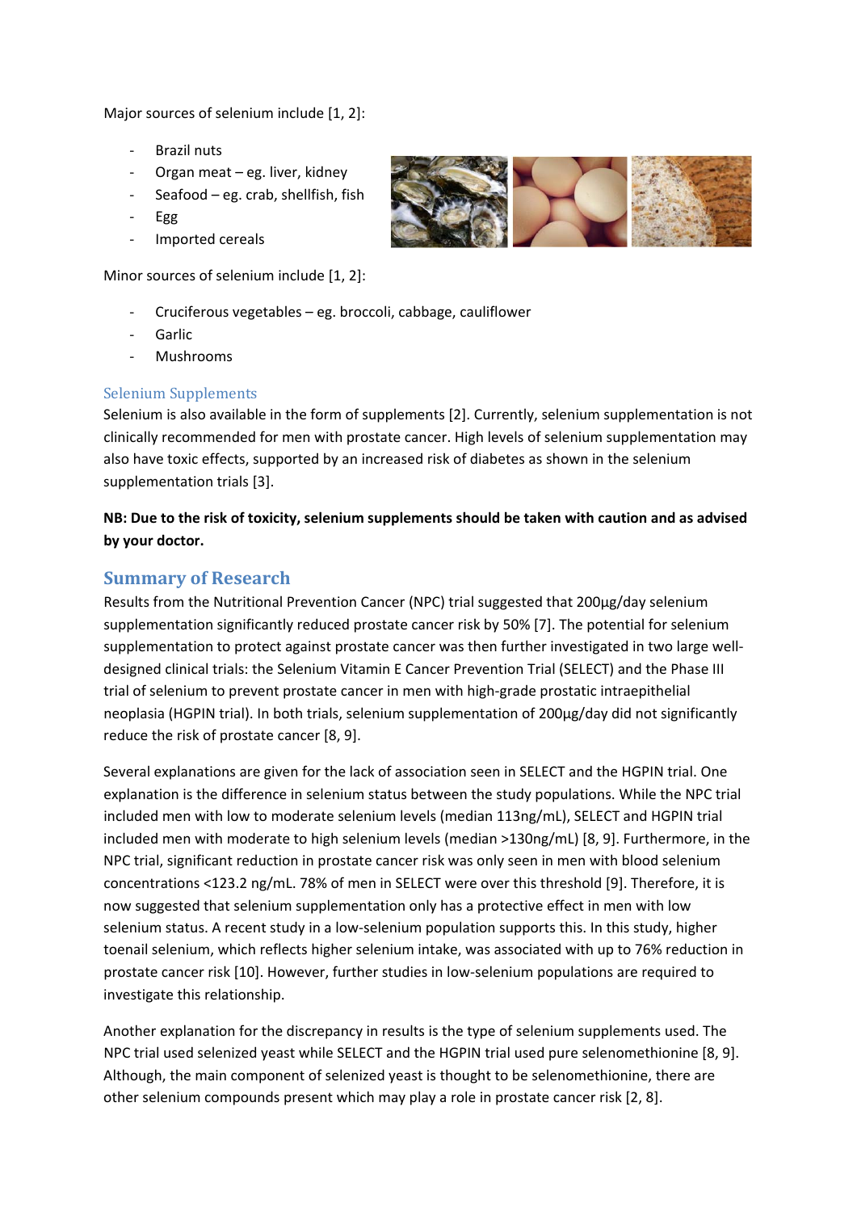Major sources of selenium include [1, 2]:

- Brazil nuts
- Organ meat – eg. liver, kidney
- Seafood – eg. crab, shellfish, fish
- Egg
- Imported cereals

Minor sources of selenium include [1, 2]:

- Cruciferous vegetables – eg. broccoli, cabbage, cauliflower
- Garlic
- Mushrooms

### Selenium Supplements

Selenium is also available in the form of supplements [2]. Currently, selenium supplementation is not clinically recommended for men with prostate cancer. High levels of selenium supplementation may also have toxic effects, supported by an increased risk of diabetes as shown in the selenium supplementation trials [3].

**NB: Due to the risk of toxicity, selenium supplements should be taken with caution and as advised by your doctor.**

## Summary of Research

Results from the Nutritional Prevention Cancer (NPC) trial suggested that 200µg/day selenium supplementation significantly reduced prostate cancer risk by 50% [7]. The potential for selenium supplementation to protect against prostate cancer was then further investigated in two large well-designed clinical trials: the Selenium Vitamin E Cancer Prevention Trial (SELECT) and the Phase III trial of selenium to prevent prostate cancer in men with high-grade prostatic intraepithelial neoplasia (HGPIN trial). In both trials, selenium supplementation of 200µg/day did not significantly reduce the risk of prostate cancer [8, 9].

Several explanations are given for the lack of association seen in SELECT and the HGPIN trial. One explanation is the difference in selenium status between the study populations. While the NPC trial included men with low to moderate selenium levels (median 113ng/mL), SELECT and HGPIN trial included men with moderate to high selenium levels (median >130ng/mL) [8, 9]. Furthermore, in the NPC trial, significant reduction in prostate cancer risk was only seen in men with blood selenium concentrations <123.2 ng/mL. 78% of men in SELECT were over this threshold [9]. Therefore, it is now suggested that selenium supplementation only has a protective effect in men with low selenium status. A recent study in a low-selenium population supports this. In this study, higher toenail selenium, which reflects higher selenium intake, was associated with up to 76% reduction in prostate cancer risk [10]. However, further studies in low-selenium populations are required to investigate this relationship.

Another explanation for the discrepancy in results is the type of selenium supplements used. The NPC trial used selenized yeast while SELECT and the HGPIN trial used pure selenomethionine [8, 9]. Although, the main component of selenized yeast is thought to be selenomethionine, there are other selenium compounds present which may play a role in prostate cancer risk [2, 8].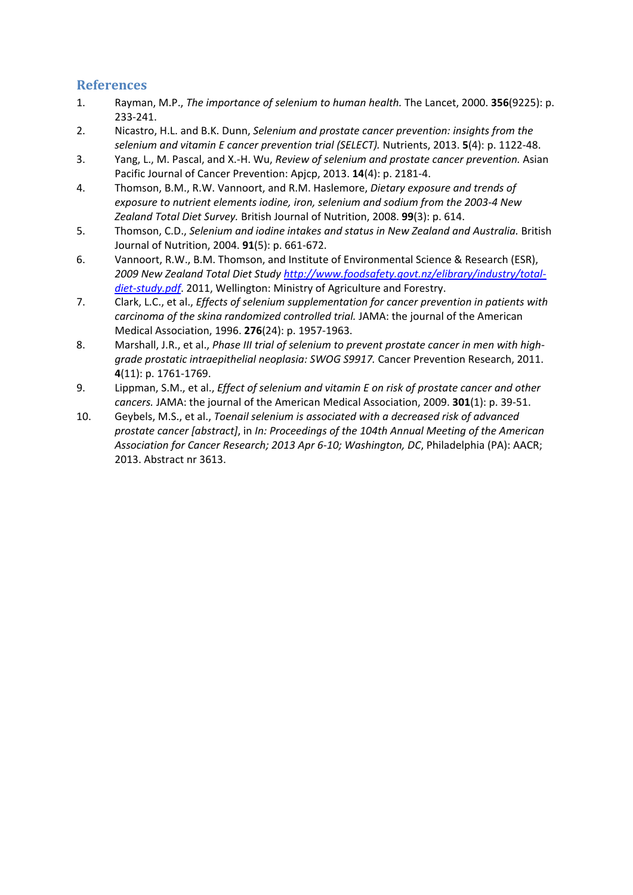## References

1. Rayman, M.P., *The importance of selenium to human health.* The Lancet, 2000. **356**(9225): p. 233-241.
2. Nicastro, H.L. and B.K. Dunn, *Selenium and prostate cancer prevention: insights from the selenium and vitamin E cancer prevention trial (SELECT).* Nutrients, 2013. **5**(4): p. 1122-48.
3. Yang, L., M. Pascal, and X.-H. Wu, *Review of selenium and prostate cancer prevention.* Asian Pacific Journal of Cancer Prevention: Apjcp, 2013. **14**(4): p. 2181-4.
4. Thomson, B.M., R.W. Vannoort, and R.M. Haslemore, *Dietary exposure and trends of exposure to nutrient elements iodine, iron, selenium and sodium from the 2003-4 New Zealand Total Diet Survey.* British Journal of Nutrition, 2008. **99**(3): p. 614.
5. Thomson, C.D., *Selenium and iodine intakes and status in New Zealand and Australia.* British Journal of Nutrition, 2004. **91**(5): p. 661-672.
6. Vannoort, R.W., B.M. Thomson, and Institute of Environmental Science & Research (ESR), *2009 New Zealand Total Diet Study [http://www.foodsafety.govt.nz/elibrary/industry/total-diet-study.pdf](http://www.foodsafety.govt.nz/elibrary/industry/total-diet-study.pdf)*. 2011, Wellington: Ministry of Agriculture and Forestry.
7. Clark, L.C., et al., *Effects of selenium supplementation for cancer prevention in patients with carcinoma of the skina randomized controlled trial.* JAMA: the journal of the American Medical Association, 1996. **276**(24): p. 1957-1963.
8. Marshall, J.R., et al., *Phase III trial of selenium to prevent prostate cancer in men with high-grade prostatic intraepithelial neoplasia: SWOG S9917.* Cancer Prevention Research, 2011. **4**(11): p. 1761-1769.
9. Lippman, S.M., et al., *Effect of selenium and vitamin E on risk of prostate cancer and other cancers.* JAMA: the journal of the American Medical Association, 2009. **301**(1): p. 39-51.
10. Geybels, M.S., et al., *Toenail selenium is associated with a decreased risk of advanced prostate cancer [abstract]*, in *In: Proceedings of the 104th Annual Meeting of the American Association for Cancer Research; 2013 Apr 6-10; Washington, DC*, Philadelphia (PA): AACR; 2013. Abstract nr 3613.